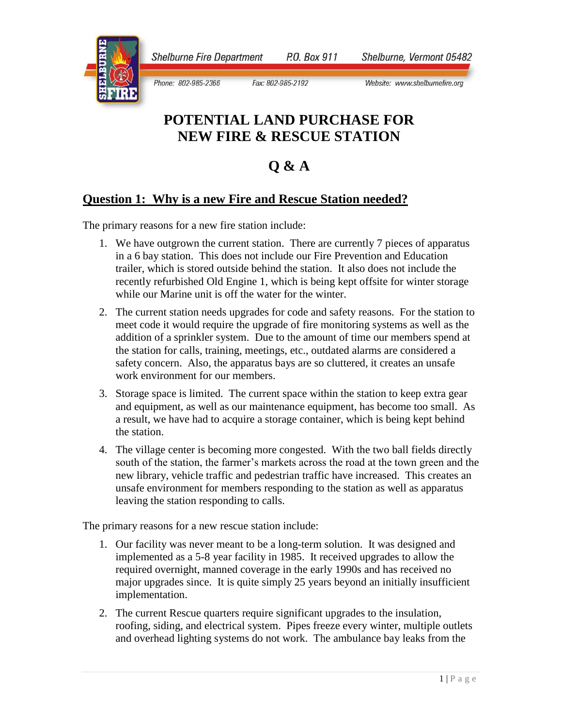Shelburne Fire Department P.O. Box 911 Shelburne, Vermont 05482

Phone: 802-985-2366 Fax: 802-985-2192 Website: www.shelburnefire.org

# POTENTIAL LAND PURCHASE FOR NEW FIRE & RESCUE STATION

# Q & A

## Question 1: Why is a new Fire and Rescue Station needed?

The primary reasons for a new fire station include:

1. We have outgrown the current station. There are currently 7 pieces of apparatus in a 6 bay station. This does not include our Fire Prevention and Education trailer, which is stored outside behind the station. It also does not include the recently refurbished Old Engine 1, which is being kept offsite for winter storage while our Marine unit is off the water for the winter.
2. The current station needs upgrades for code and safety reasons. For the station to meet code it would require the upgrade of fire monitoring systems as well as the addition of a sprinkler system. Due to the amount of time our members spend at the station for calls, training, meetings, etc., outdated alarms are considered a safety concern. Also, the apparatus bays are so cluttered, it creates an unsafe work environment for our members.
3. Storage space is limited. The current space within the station to keep extra gear and equipment, as well as our maintenance equipment, has become too small. As a result, we have had to acquire a storage container, which is being kept behind the station.
4. The village center is becoming more congested. With the two ball fields directly south of the station, the farmer's markets across the road at the town green and the new library, vehicle traffic and pedestrian traffic have increased. This creates an unsafe environment for members responding to the station as well as apparatus leaving the station responding to calls.

The primary reasons for a new rescue station include:

1. Our facility was never meant to be a long-term solution. It was designed and implemented as a 5-8 year facility in 1985. It received upgrades to allow the required overnight, manned coverage in the early 1990s and has received no major upgrades since. It is quite simply 25 years beyond an initially insufficient implementation.
2. The current Rescue quarters require significant upgrades to the insulation, roofing, siding, and electrical system. Pipes freeze every winter, multiple outlets and overhead lighting systems do not work. The ambulance bay leaks from the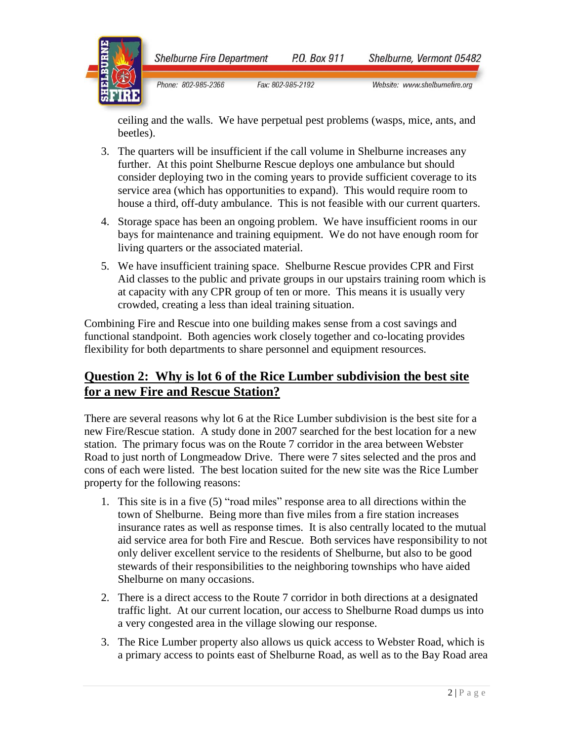ceiling and the walls. We have perpetual pest problems (wasps, mice, ants, and beetles).

3. The quarters will be insufficient if the call volume in Shelburne increases any further. At this point Shelburne Rescue deploys one ambulance but should consider deploying two in the coming years to provide sufficient coverage to its service area (which has opportunities to expand). This would require room to house a third, off-duty ambulance. This is not feasible with our current quarters.
4. Storage space has been an ongoing problem. We have insufficient rooms in our bays for maintenance and training equipment. We do not have enough room for living quarters or the associated material.
5. We have insufficient training space. Shelburne Rescue provides CPR and First Aid classes to the public and private groups in our upstairs training room which is at capacity with any CPR group of ten or more. This means it is usually very crowded, creating a less than ideal training situation.

Combining Fire and Rescue into one building makes sense from a cost savings and functional standpoint. Both agencies work closely together and co-locating provides flexibility for both departments to share personnel and equipment resources.

## Question 2: Why is lot 6 of the Rice Lumber subdivision the best site for a new Fire and Rescue Station?

There are several reasons why lot 6 at the Rice Lumber subdivision is the best site for a new Fire/Rescue station. A study done in 2007 searched for the best location for a new station. The primary focus was on the Route 7 corridor in the area between Webster Road to just north of Longmeadow Drive. There were 7 sites selected and the pros and cons of each were listed. The best location suited for the new site was the Rice Lumber property for the following reasons:

1. This site is in a five (5) "road miles" response area to all directions within the town of Shelburne. Being more than five miles from a fire station increases insurance rates as well as response times. It is also centrally located to the mutual aid service area for both Fire and Rescue. Both services have responsibility to not only deliver excellent service to the residents of Shelburne, but also to be good stewards of their responsibilities to the neighboring townships who have aided Shelburne on many occasions.
2. There is a direct access to the Route 7 corridor in both directions at a designated traffic light. At our current location, our access to Shelburne Road dumps us into a very congested area in the village slowing our response.
3. The Rice Lumber property also allows us quick access to Webster Road, which is a primary access to points east of Shelburne Road, as well as to the Bay Road area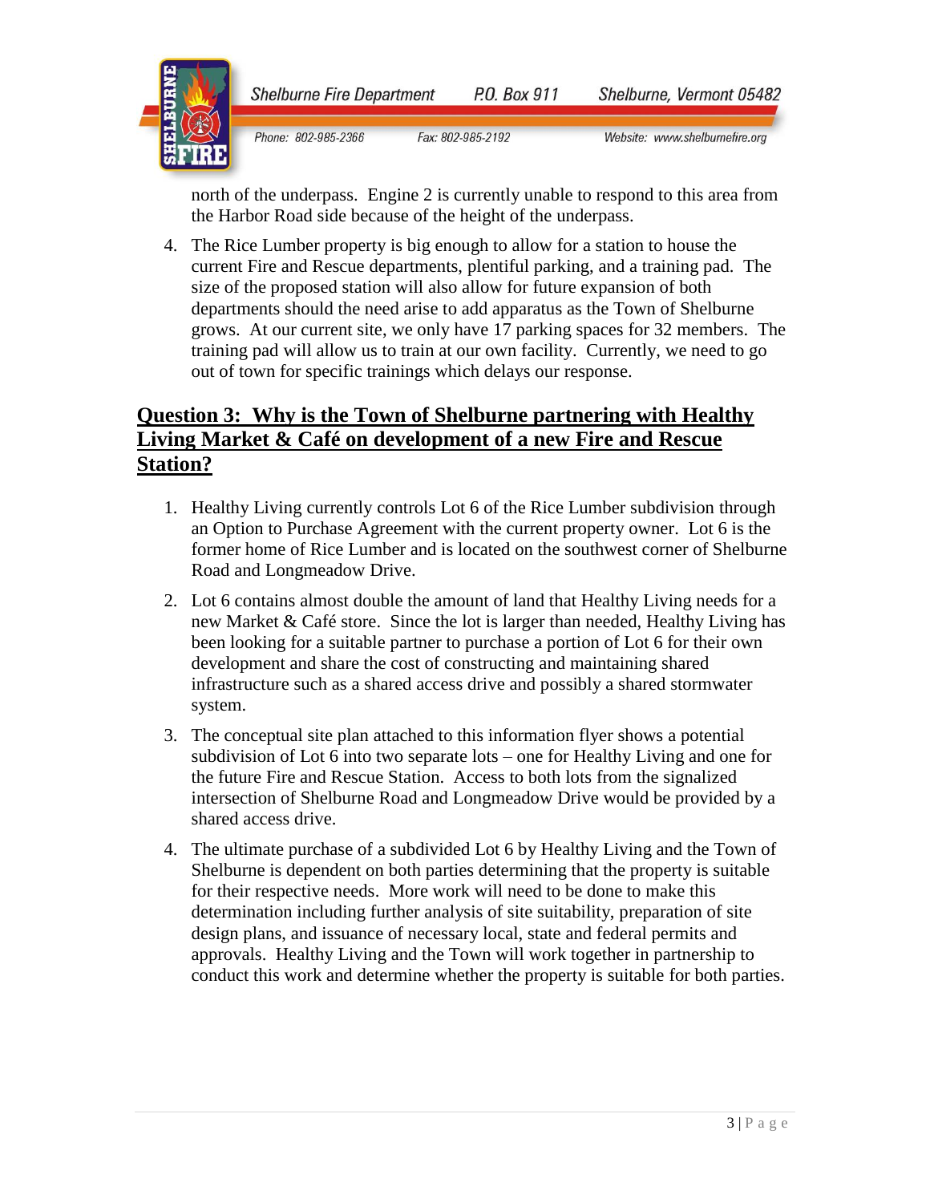north of the underpass. Engine 2 is currently unable to respond to this area from the Harbor Road side because of the height of the underpass.

4. The Rice Lumber property is big enough to allow for a station to house the current Fire and Rescue departments, plentiful parking, and a training pad. The size of the proposed station will also allow for future expansion of both departments should the need arise to add apparatus as the Town of Shelburne grows. At our current site, we only have 17 parking spaces for 32 members. The training pad will allow us to train at our own facility. Currently, we need to go out of town for specific trainings which delays our response.

## Question 3: Why is the Town of Shelburne partnering with Healthy Living Market & Café on development of a new Fire and Rescue Station?

1. Healthy Living currently controls Lot 6 of the Rice Lumber subdivision through an Option to Purchase Agreement with the current property owner. Lot 6 is the former home of Rice Lumber and is located on the southwest corner of Shelburne Road and Longmeadow Drive.
2. Lot 6 contains almost double the amount of land that Healthy Living needs for a new Market & Café store. Since the lot is larger than needed, Healthy Living has been looking for a suitable partner to purchase a portion of Lot 6 for their own development and share the cost of constructing and maintaining shared infrastructure such as a shared access drive and possibly a shared stormwater system.
3. The conceptual site plan attached to this information flyer shows a potential subdivision of Lot 6 into two separate lots – one for Healthy Living and one for the future Fire and Rescue Station. Access to both lots from the signalized intersection of Shelburne Road and Longmeadow Drive would be provided by a shared access drive.
4. The ultimate purchase of a subdivided Lot 6 by Healthy Living and the Town of Shelburne is dependent on both parties determining that the property is suitable for their respective needs. More work will need to be done to make this determination including further analysis of site suitability, preparation of site design plans, and issuance of necessary local, state and federal permits and approvals. Healthy Living and the Town will work together in partnership to conduct this work and determine whether the property is suitable for both parties.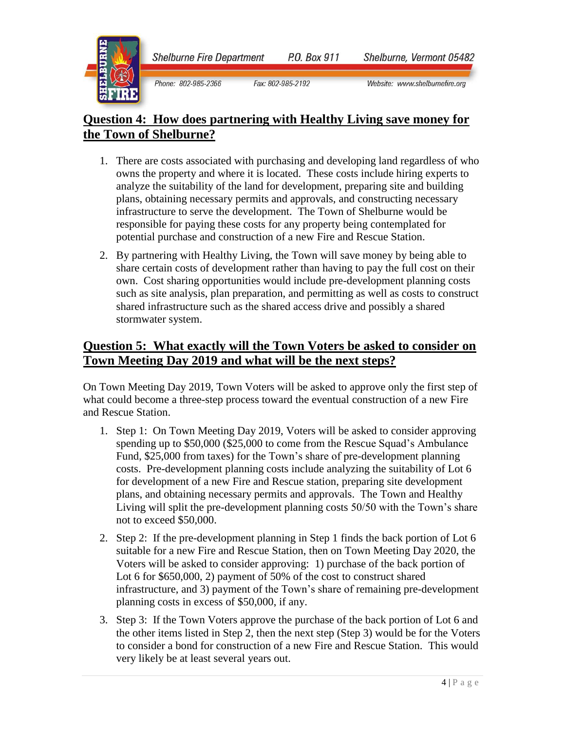## Question 4: How does partnering with Healthy Living save money for the Town of Shelburne?

1. There are costs associated with purchasing and developing land regardless of who owns the property and where it is located. These costs include hiring experts to analyze the suitability of the land for development, preparing site and building plans, obtaining necessary permits and approvals, and constructing necessary infrastructure to serve the development. The Town of Shelburne would be responsible for paying these costs for any property being contemplated for potential purchase and construction of a new Fire and Rescue Station.
2. By partnering with Healthy Living, the Town will save money by being able to share certain costs of development rather than having to pay the full cost on their own. Cost sharing opportunities would include pre-development planning costs such as site analysis, plan preparation, and permitting as well as costs to construct shared infrastructure such as the shared access drive and possibly a shared stormwater system.

## Question 5: What exactly will the Town Voters be asked to consider on Town Meeting Day 2019 and what will be the next steps?

On Town Meeting Day 2019, Town Voters will be asked to approve only the first step of what could become a three-step process toward the eventual construction of a new Fire and Rescue Station.

1. Step 1: On Town Meeting Day 2019, Voters will be asked to consider approving spending up to $50,000 ($25,000 to come from the Rescue Squad's Ambulance Fund, $25,000 from taxes) for the Town's share of pre-development planning costs. Pre-development planning costs include analyzing the suitability of Lot 6 for development of a new Fire and Rescue station, preparing site development plans, and obtaining necessary permits and approvals. The Town and Healthy Living will split the pre-development planning costs 50/50 with the Town's share not to exceed $50,000.
2. Step 2: If the pre-development planning in Step 1 finds the back portion of Lot 6 suitable for a new Fire and Rescue Station, then on Town Meeting Day 2020, the Voters will be asked to consider approving: 1) purchase of the back portion of Lot 6 for $650,000, 2) payment of 50% of the cost to construct shared infrastructure, and 3) payment of the Town's share of remaining pre-development planning costs in excess of $50,000, if any.
3. Step 3: If the Town Voters approve the purchase of the back portion of Lot 6 and the other items listed in Step 2, then the next step (Step 3) would be for the Voters to consider a bond for construction of a new Fire and Rescue Station. This would very likely be at least several years out.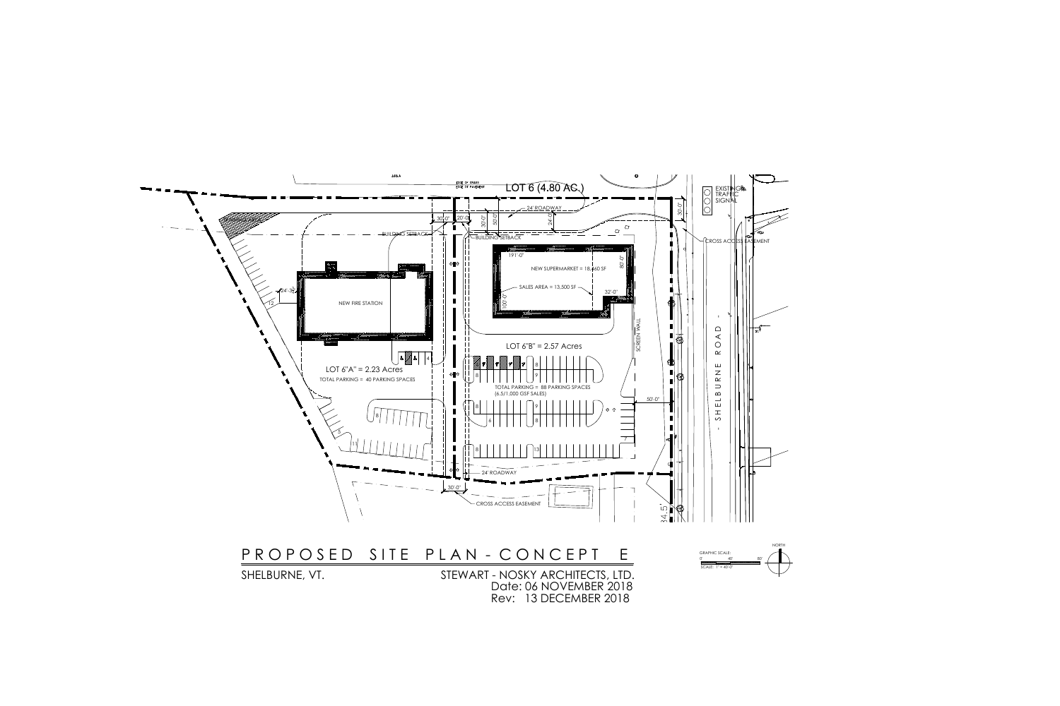LOT 6 (4.80 AC.)

EXISTING TRAFFIC SIGNAL

24' ROADWAY

BUILDING SETBACK

CROSS ACCESS EASEMENT

NEW SUPERMARKET = 18,460 SF

SALES AREA = 13,500 SF

191'-0"

80'-0"

32'-0"

NEW FIRE STATION

SCREEN WALL

LOT 6"B" = 2.57 Acres

LOT 6"A" = 2.23 Acres

TOTAL PARKING = 40 PARKING SPACES

TOTAL PARKING = 88 PARKING SPACES (6.5/1,000 GSF SALES)

50'-0"

24' ROADWAY

30'-0"

CROSS ACCESS EASEMENT

- SHELBURNE ROAD -

# PROPOSED SITE PLAN - CONCEPT E

SHELBURNE, VT.

STEWART - NOSKY ARCHITECTS, LTD.
Date: 06 NOVEMBER 2018
Rev: 13 DECEMBER 2018

GRAPHIC SCALE: 0' 40' 80'
SCALE: 1" = 40'-0"

NORTH